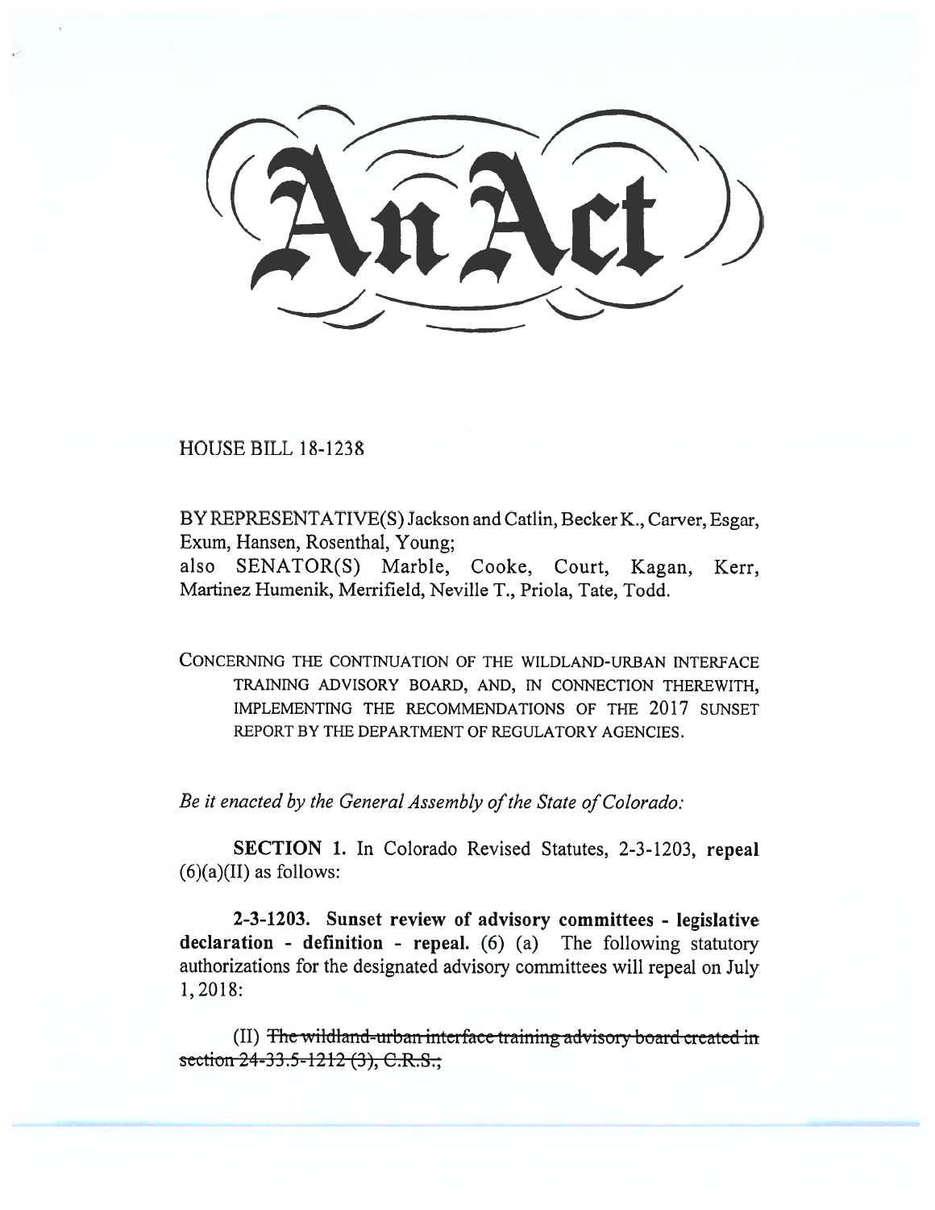# An Act

HOUSE BILL 18-1238

BY REPRESENTATIVE(S) Jackson and Catlin, Becker K., Carver, Esgar, Exum, Hansen, Rosenthal, Young;
also SENATOR(S) Marble, Cooke, Court, Kagan, Kerr, Martinez Humenik, Merrifield, Neville T., Priola, Tate, Todd.

CONCERNING THE CONTINUATION OF THE WILDLAND-URBAN INTERFACE TRAINING ADVISORY BOARD, AND, IN CONNECTION THEREWITH, IMPLEMENTING THE RECOMMENDATIONS OF THE 2017 SUNSET REPORT BY THE DEPARTMENT OF REGULATORY AGENCIES.

*Be it enacted by the General Assembly of the State of Colorado:*

**SECTION 1.** In Colorado Revised Statutes, 2-3-1203, **repeal** (6)(a)(II) as follows:

**2-3-1203. Sunset review of advisory committees - legislative declaration - definition - repeal.** (6) (a) The following statutory authorizations for the designated advisory committees will repeal on July 1, 2018:

(II) ~~The wildland-urban interface training advisory board created in section 24-33.5-1212 (3), C.R.S.;~~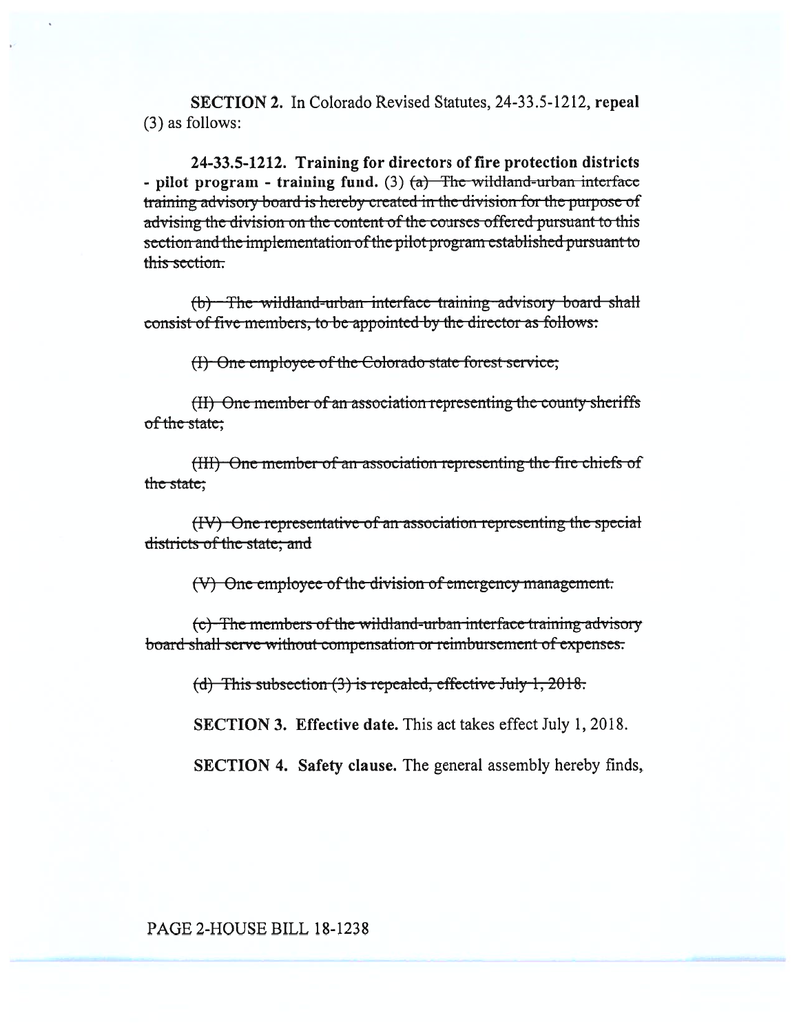**SECTION 2.** In Colorado Revised Statutes, 24-33.5-1212, **repeal** (3) as follows:

**24-33.5-1212. Training for directors of fire protection districts - pilot program - training fund.** (3) ~~(a) The wildland-urban interface training advisory board is hereby created in the division for the purpose of advising the division on the content of the courses offered pursuant to this section and the implementation of the pilot program established pursuant to this section.~~

~~(b) The wildland-urban interface training advisory board shall consist of five members, to be appointed by the director as follows:~~

~~(I) One employee of the Colorado state forest service;~~

~~(II) One member of an association representing the county sheriffs of the state;~~

~~(III) One member of an association representing the fire chiefs of the state;~~

~~(IV) One representative of an association representing the special districts of the state; and~~

~~(V) One employee of the division of emergency management.~~

~~(c) The members of the wildland-urban interface training advisory board shall serve without compensation or reimbursement of expenses.~~

~~(d) This subsection (3) is repealed, effective July 1, 2018.~~

**SECTION 3. Effective date.** This act takes effect July 1, 2018.

**SECTION 4. Safety clause.** The general assembly hereby finds,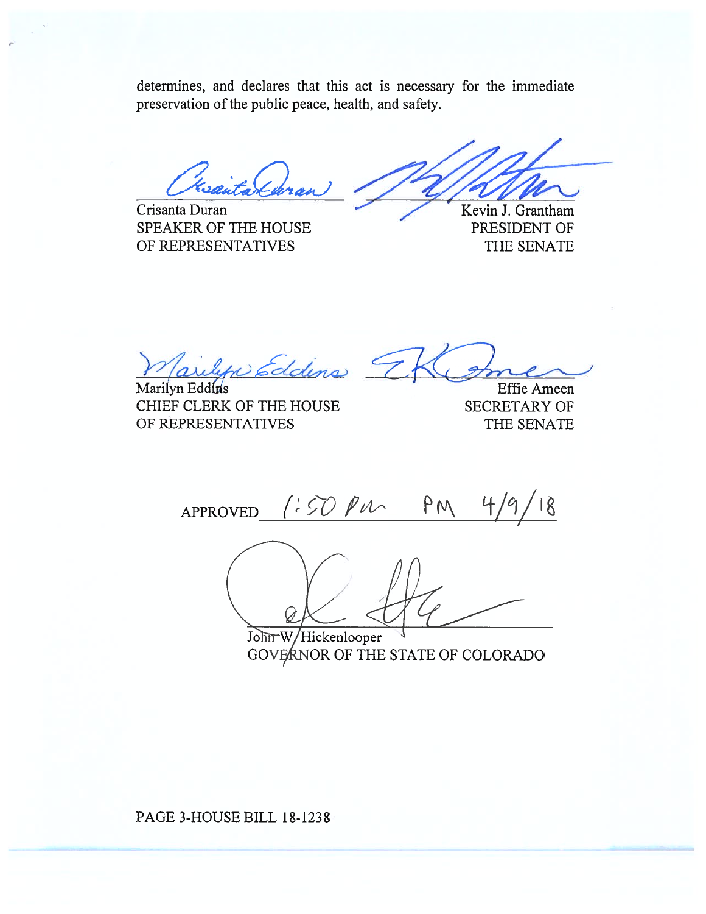determines, and declares that this act is necessary for the immediate preservation of the public peace, health, and safety.

Crisanta Duran
SPEAKER OF THE HOUSE
OF REPRESENTATIVES

Kevin J. Grantham
PRESIDENT OF
THE SENATE

Marilyn Eddins
CHIEF CLERK OF THE HOUSE
OF REPRESENTATIVES

Effie Ameen
SECRETARY OF
THE SENATE

APPROVED 1:50 PM PM 4/9/18

John W. Hickenlooper
GOVERNOR OF THE STATE OF COLORADO

PAGE 3-HOUSE BILL 18-1238